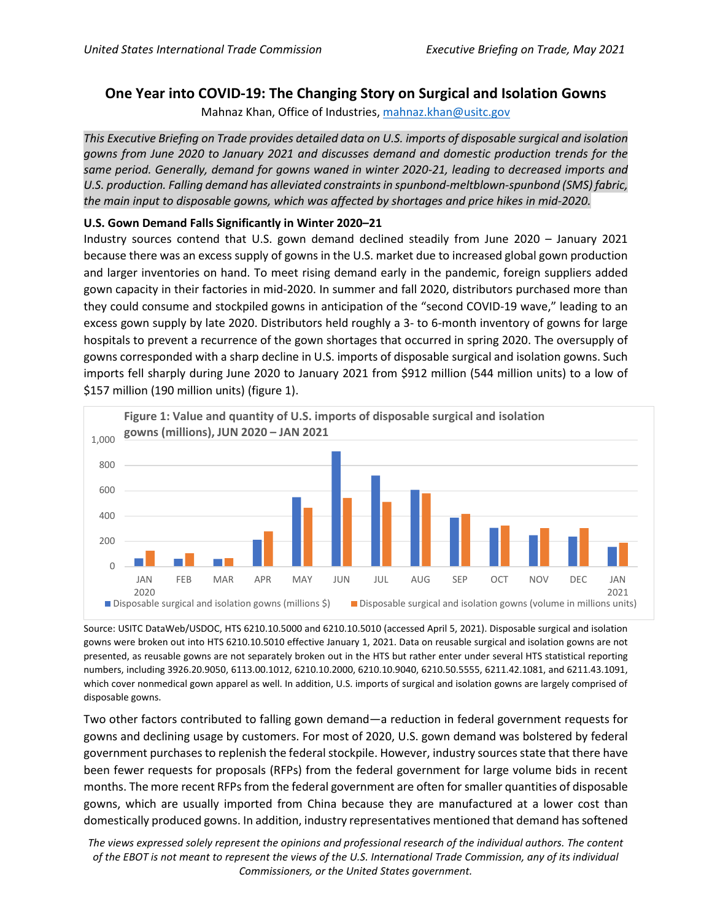# One Year into COVID-19: The Changing Story on Surgical and Isolation Gowns

Mahnaz Khan, Office of Industries, mahnaz.khan@usitc.gov

*This Executive Briefing on Trade provides detailed data on U.S. imports of disposable surgical and isolation gowns from June 2020 to January 2021 and discusses demand and domestic production trends for the same period. Generally, demand for gowns waned in winter 2020-21, leading to decreased imports and U.S. production. Falling demand has alleviated constraints in spunbond-meltblown-spunbond (SMS) fabric, the main input to disposable gowns, which was affected by shortages and price hikes in mid-2020.*

**U.S. Gown Demand Falls Significantly in Winter 2020–21**

Industry sources contend that U.S. gown demand declined steadily from June 2020 – January 2021 because there was an excess supply of gowns in the U.S. market due to increased global gown production and larger inventories on hand. To meet rising demand early in the pandemic, foreign suppliers added gown capacity in their factories in mid-2020. In summer and fall 2020, distributors purchased more than they could consume and stockpiled gowns in anticipation of the "second COVID-19 wave," leading to an excess gown supply by late 2020. Distributors held roughly a 3- to 6-month inventory of gowns for large hospitals to prevent a recurrence of the gown shortages that occurred in spring 2020. The oversupply of gowns corresponded with a sharp decline in U.S. imports of disposable surgical and isolation gowns. Such imports fell sharply during June 2020 to January 2021 from $912 million (544 million units) to a low of $157 million (190 million units) (figure 1).

**Figure 1: Value and quantity of U.S. imports of disposable surgical and isolation gowns (millions), JUN 2020 – JAN 2021**

| Month | Disposable surgical and isolation gowns (millions $) | Disposable surgical and isolation gowns (volume in millions units) |
|---|---|---|
| JAN 2020 | 65 | 125 |
| FEB | 60 | 105 |
| MAR | 60 | 65 |
| APR | 210 | 280 |
| MAY | 550 | 465 |
| JUN | 912 | 544 |
| JUL | 720 | 510 |
| AUG | 605 | 580 |
| SEP | 385 | 415 |
| OCT | 305 | 320 |
| NOV | 245 | 305 |
| DEC | 235 | 305 |
| JAN 2021 | 157 | 190 |

Source: USITC DataWeb/USDOC, HTS 6210.10.5000 and 6210.10.5010 (accessed April 5, 2021). Disposable surgical and isolation gowns were broken out into HTS 6210.10.5010 effective January 1, 2021. Data on reusable surgical and isolation gowns are not presented, as reusable gowns are not separately broken out in the HTS but rather enter under several HTS statistical reporting numbers, including 3926.20.9050, 6113.00.1012, 6210.10.2000, 6210.10.9040, 6210.50.5555, 6211.42.1081, and 6211.43.1091, which cover nonmedical gown apparel as well. In addition, U.S. imports of surgical and isolation gowns are largely comprised of disposable gowns.

Two other factors contributed to falling gown demand—a reduction in federal government requests for gowns and declining usage by customers. For most of 2020, U.S. gown demand was bolstered by federal government purchases to replenish the federal stockpile. However, industry sources state that there have been fewer requests for proposals (RFPs) from the federal government for large volume bids in recent months. The more recent RFPs from the federal government are often for smaller quantities of disposable gowns, which are usually imported from China because they are manufactured at a lower cost than domestically produced gowns. In addition, industry representatives mentioned that demand has softened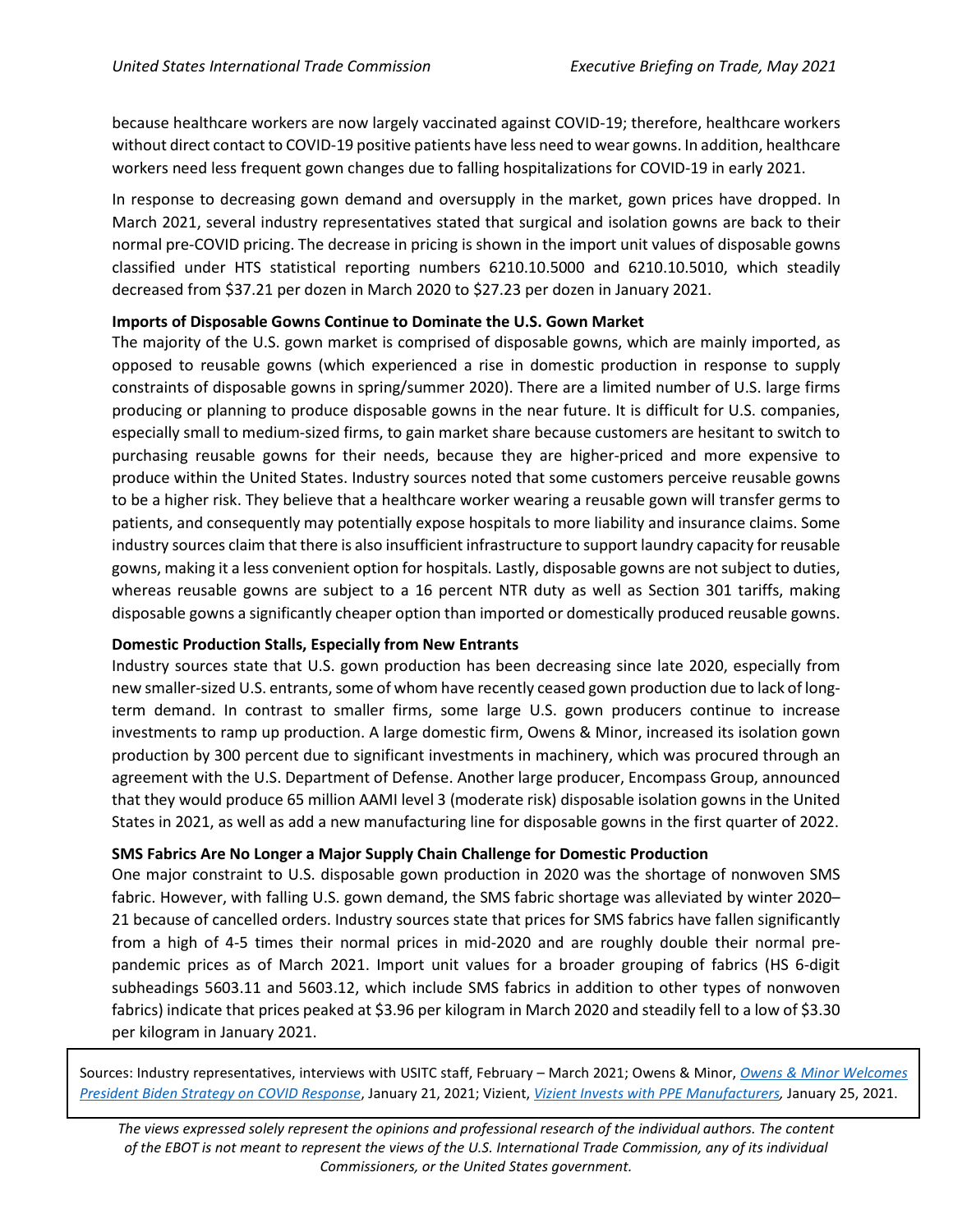because healthcare workers are now largely vaccinated against COVID-19; therefore, healthcare workers without direct contact to COVID-19 positive patients have less need to wear gowns. In addition, healthcare workers need less frequent gown changes due to falling hospitalizations for COVID-19 in early 2021.

In response to decreasing gown demand and oversupply in the market, gown prices have dropped. In March 2021, several industry representatives stated that surgical and isolation gowns are back to their normal pre-COVID pricing. The decrease in pricing is shown in the import unit values of disposable gowns classified under HTS statistical reporting numbers 6210.10.5000 and 6210.10.5010, which steadily decreased from $37.21 per dozen in March 2020 to $27.23 per dozen in January 2021.

**Imports of Disposable Gowns Continue to Dominate the U.S. Gown Market**

The majority of the U.S. gown market is comprised of disposable gowns, which are mainly imported, as opposed to reusable gowns (which experienced a rise in domestic production in response to supply constraints of disposable gowns in spring/summer 2020). There are a limited number of U.S. large firms producing or planning to produce disposable gowns in the near future. It is difficult for U.S. companies, especially small to medium-sized firms, to gain market share because customers are hesitant to switch to purchasing reusable gowns for their needs, because they are higher-priced and more expensive to produce within the United States. Industry sources noted that some customers perceive reusable gowns to be a higher risk. They believe that a healthcare worker wearing a reusable gown will transfer germs to patients, and consequently may potentially expose hospitals to more liability and insurance claims. Some industry sources claim that there is also insufficient infrastructure to support laundry capacity for reusable gowns, making it a less convenient option for hospitals. Lastly, disposable gowns are not subject to duties, whereas reusable gowns are subject to a 16 percent NTR duty as well as Section 301 tariffs, making disposable gowns a significantly cheaper option than imported or domestically produced reusable gowns.

**Domestic Production Stalls, Especially from New Entrants**

Industry sources state that U.S. gown production has been decreasing since late 2020, especially from new smaller-sized U.S. entrants, some of whom have recently ceased gown production due to lack of long-term demand. In contrast to smaller firms, some large U.S. gown producers continue to increase investments to ramp up production. A large domestic firm, Owens & Minor, increased its isolation gown production by 300 percent due to significant investments in machinery, which was procured through an agreement with the U.S. Department of Defense. Another large producer, Encompass Group, announced that they would produce 65 million AAMI level 3 (moderate risk) disposable isolation gowns in the United States in 2021, as well as add a new manufacturing line for disposable gowns in the first quarter of 2022.

**SMS Fabrics Are No Longer a Major Supply Chain Challenge for Domestic Production**

One major constraint to U.S. disposable gown production in 2020 was the shortage of nonwoven SMS fabric. However, with falling U.S. gown demand, the SMS fabric shortage was alleviated by winter 2020–21 because of cancelled orders. Industry sources state that prices for SMS fabrics have fallen significantly from a high of 4-5 times their normal prices in mid-2020 and are roughly double their normal pre-pandemic prices as of March 2021. Import unit values for a broader grouping of fabrics (HS 6-digit subheadings 5603.11 and 5603.12, which include SMS fabrics in addition to other types of nonwoven fabrics) indicate that prices peaked at $3.96 per kilogram in March 2020 and steadily fell to a low of $3.30 per kilogram in January 2021.

Sources: Industry representatives, interviews with USITC staff, February – March 2021; Owens & Minor, *Owens & Minor Welcomes President Biden Strategy on COVID Response*, January 21, 2021; Vizient, *Vizient Invests with PPE Manufacturers*, January 25, 2021.

*The views expressed solely represent the opinions and professional research of the individual authors. The content of the EBOT is not meant to represent the views of the U.S. International Trade Commission, any of its individual Commissioners, or the United States government.*